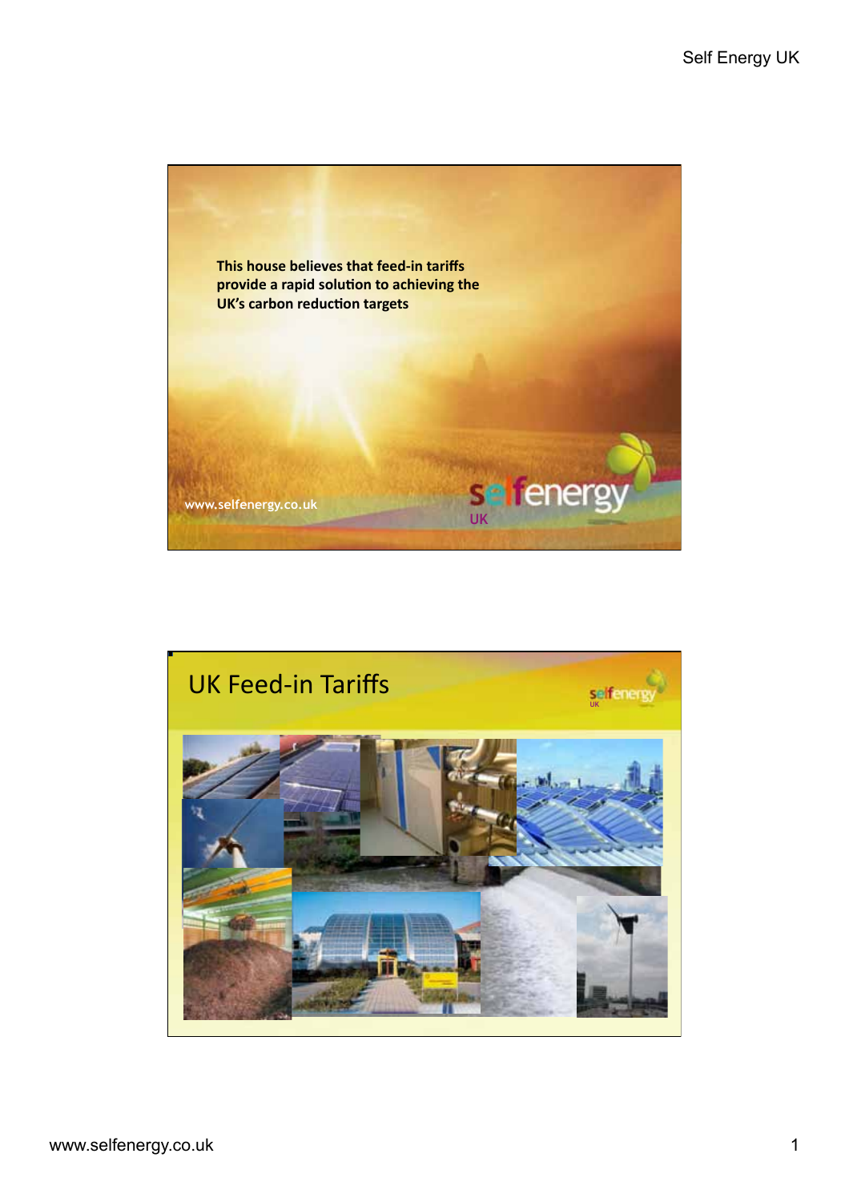This house believes that feed-in tariffs provide a rapid solution to achieving the UK's carbon reduction targets

www.selfenergy.co.uk

selfenergy UK

## UK Feed-in Tariffs

selfenergy UK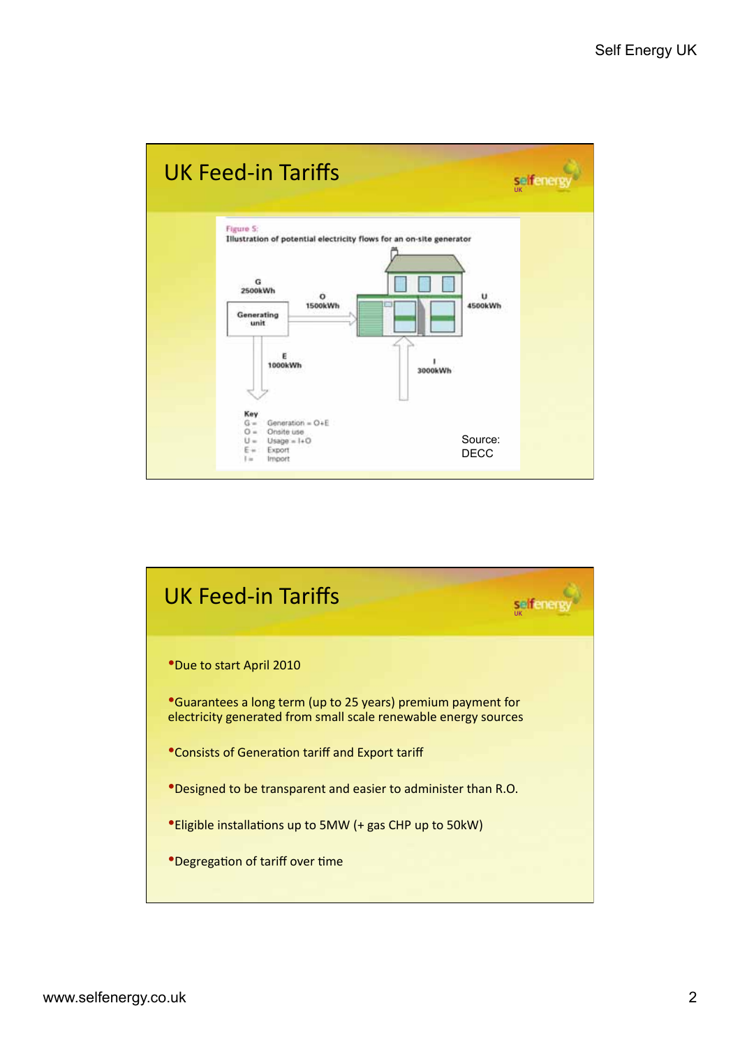## UK Feed-in Tariffs

Figure 5:
Illustration of potential electricity flows for an on-site generator

G
2500kWh

O
1500kWh

U
4500kWh

Generating unit

E
1000kWh

I
3000kWh

Key
G = Generation = O+E
O = Onsite use
U = Usage = I+O
E = Export
I = Import

Source:
DECC

## UK Feed-in Tariffs

- Due to start April 2010
- Guarantees a long term (up to 25 years) premium payment for electricity generated from small scale renewable energy sources
- Consists of Generation tariff and Export tariff
- Designed to be transparent and easier to administer than R.O.
- Eligible installations up to 5MW (+ gas CHP up to 50kW)
- Degregation of tariff over time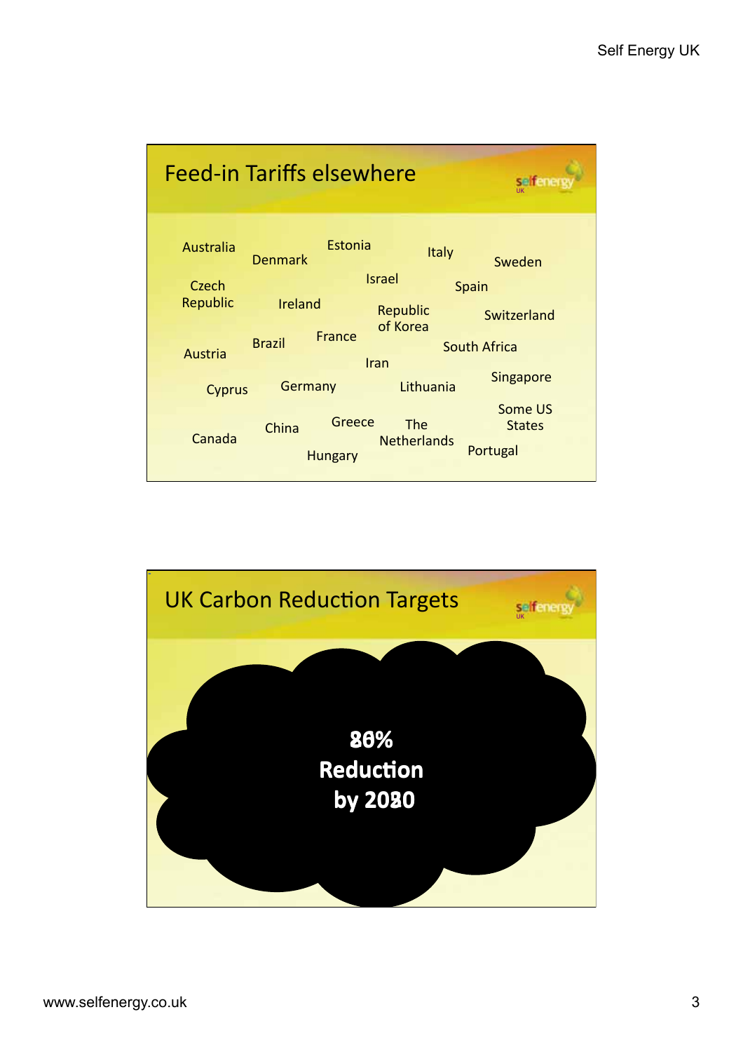## Feed-in Tariffs elsewhere

Australia
Denmark
Estonia
Italy
Sweden
Czech Republic
Ireland
Israel
Spain
Republic of Korea
Switzerland
Brazil
France
Austria
South Africa
Iran
Cyprus
Germany
Lithuania
Singapore
Canada
China
Greece
The Netherlands
Some US States
Hungary
Portugal

## UK Carbon Reduction Targets

**80% Reduction by 2050**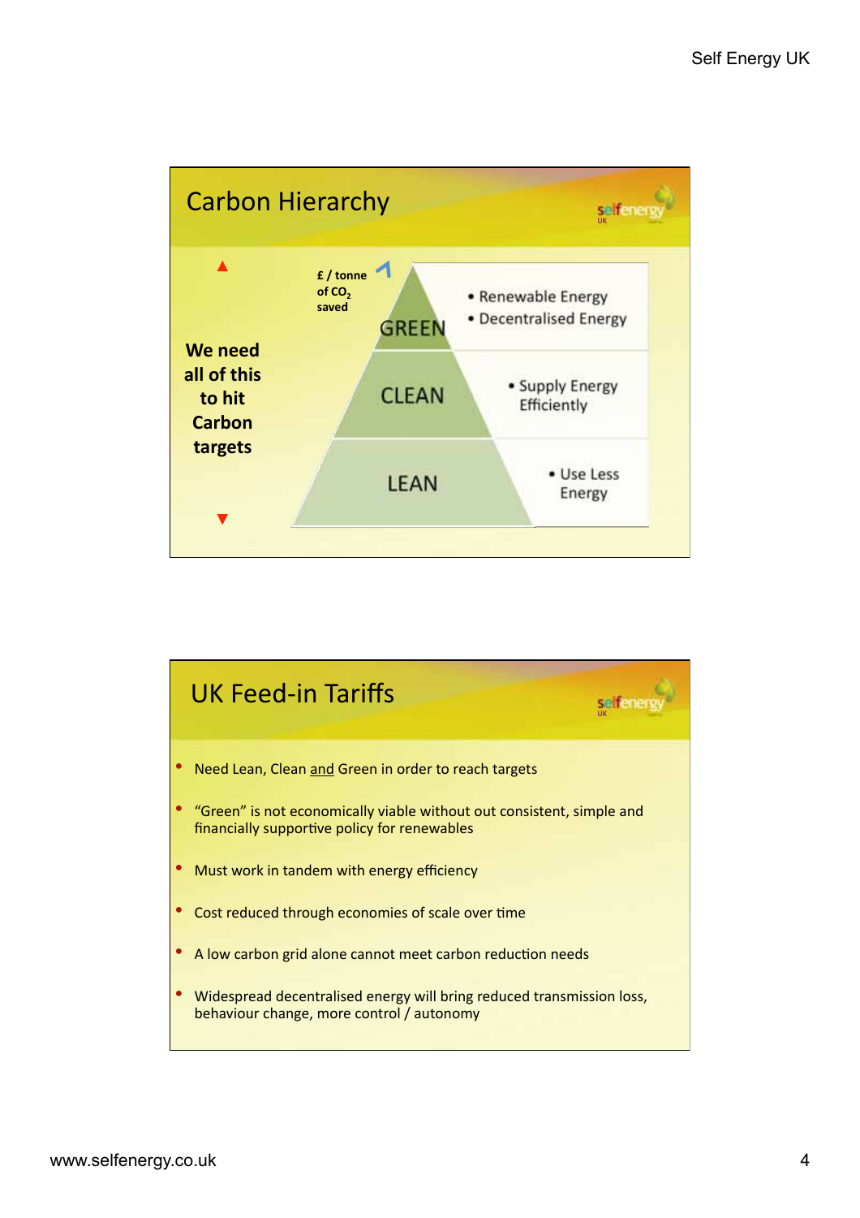## Carbon Hierarchy

We need all of this to hit Carbon targets

£ / tonne of $CO_2$ saved

| | |
|---|---|
| GREEN | • Renewable Energy<br>• Decentralised Energy |
| CLEAN | • Supply Energy Efficiently |
| LEAN | • Use Less Energy |

## UK Feed-in Tariffs

- Need Lean, Clean and Green in order to reach targets
- "Green" is not economically viable without out consistent, simple and financially supportive policy for renewables
- Must work in tandem with energy efficiency
- Cost reduced through economies of scale over time
- A low carbon grid alone cannot meet carbon reduction needs
- Widespread decentralised energy will bring reduced transmission loss, behaviour change, more control / autonomy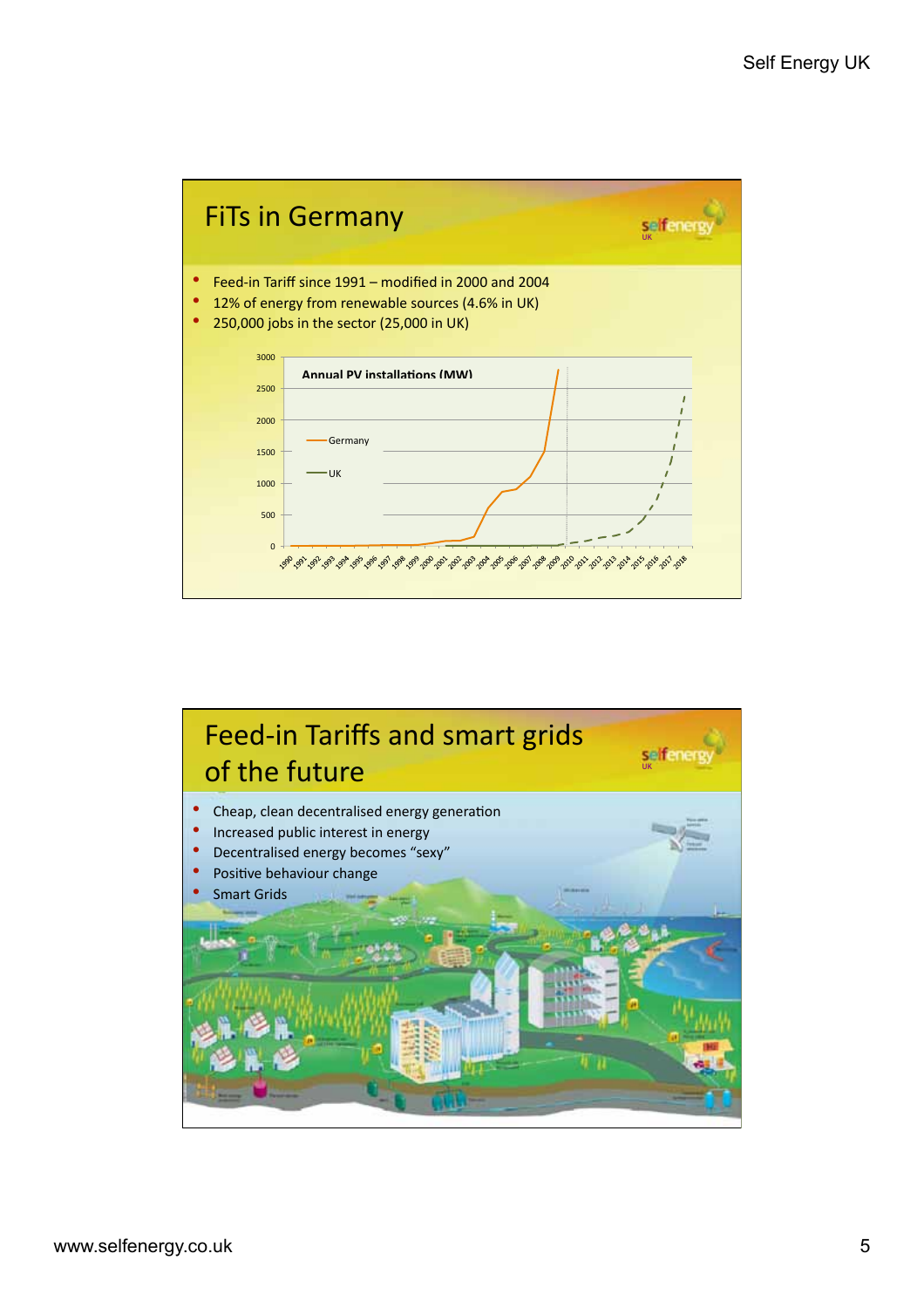## FiTs in Germany

- Feed-in Tariff since 1991 – modified in 2000 and 2004
- 12% of energy from renewable sources (4.6% in UK)
- 250,000 jobs in the sector (25,000 in UK)

Annual PV installations (MW)

Germany

UK

3000
2500
2000
1500
1000
500
0

1990 1991 1992 1993 1994 1995 1996 1997 1998 1999 2000 2001 2002 2003 2004 2005 2006 2007 2008 2009 2010 2011 2012 2013 2014 2015 2016 2017 2018

## Feed-in Tariffs and smart grids of the future

- Cheap, clean decentralised energy generation
- Increased public interest in energy
- Decentralised energy becomes "sexy"
- Positive behaviour change
- Smart Grids